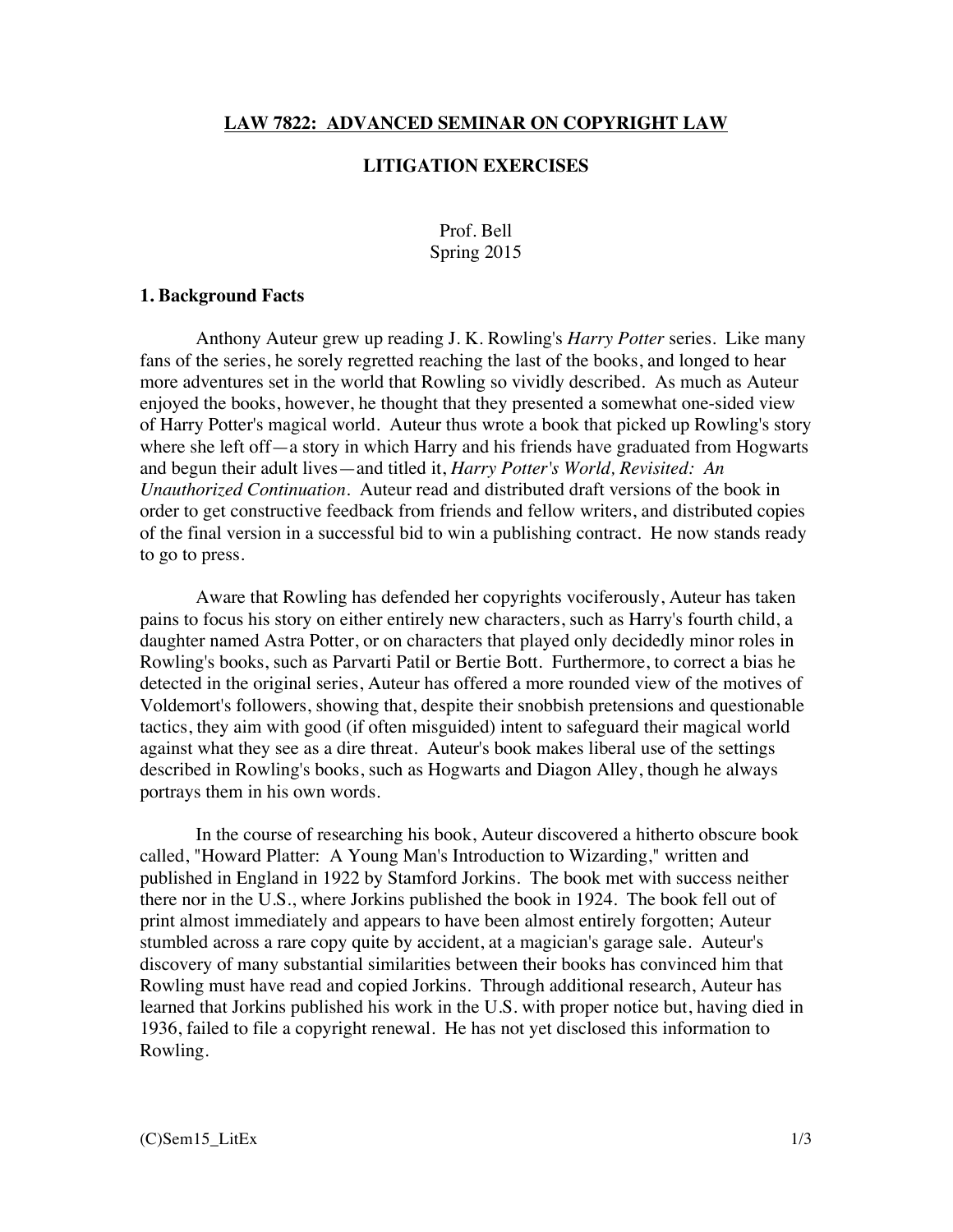# LAW 7822: ADVANCED SEMINAR ON COPYRIGHT LAW

## LITIGATION EXERCISES

Prof. Bell
Spring 2015

### 1. Background Facts

Anthony Auteur grew up reading J. K. Rowling's *Harry Potter* series. Like many fans of the series, he sorely regretted reaching the last of the books, and longed to hear more adventures set in the world that Rowling so vividly described. As much as Auteur enjoyed the books, however, he thought that they presented a somewhat one-sided view of Harry Potter's magical world. Auteur thus wrote a book that picked up Rowling's story where she left off—a story in which Harry and his friends have graduated from Hogwarts and begun their adult lives—and titled it, *Harry Potter's World, Revisited: An Unauthorized Continuation*. Auteur read and distributed draft versions of the book in order to get constructive feedback from friends and fellow writers, and distributed copies of the final version in a successful bid to win a publishing contract. He now stands ready to go to press.

Aware that Rowling has defended her copyrights vociferously, Auteur has taken pains to focus his story on either entirely new characters, such as Harry's fourth child, a daughter named Astra Potter, or on characters that played only decidedly minor roles in Rowling's books, such as Parvarti Patil or Bertie Bott. Furthermore, to correct a bias he detected in the original series, Auteur has offered a more rounded view of the motives of Voldemort's followers, showing that, despite their snobbish pretensions and questionable tactics, they aim with good (if often misguided) intent to safeguard their magical world against what they see as a dire threat. Auteur's book makes liberal use of the settings described in Rowling's books, such as Hogwarts and Diagon Alley, though he always portrays them in his own words.

In the course of researching his book, Auteur discovered a hitherto obscure book called, "Howard Platter: A Young Man's Introduction to Wizarding," written and published in England in 1922 by Stamford Jorkins. The book met with success neither there nor in the U.S., where Jorkins published the book in 1924. The book fell out of print almost immediately and appears to have been almost entirely forgotten; Auteur stumbled across a rare copy quite by accident, at a magician's garage sale. Auteur's discovery of many substantial similarities between their books has convinced him that Rowling must have read and copied Jorkins. Through additional research, Auteur has learned that Jorkins published his work in the U.S. with proper notice but, having died in 1936, failed to file a copyright renewal. He has not yet disclosed this information to Rowling.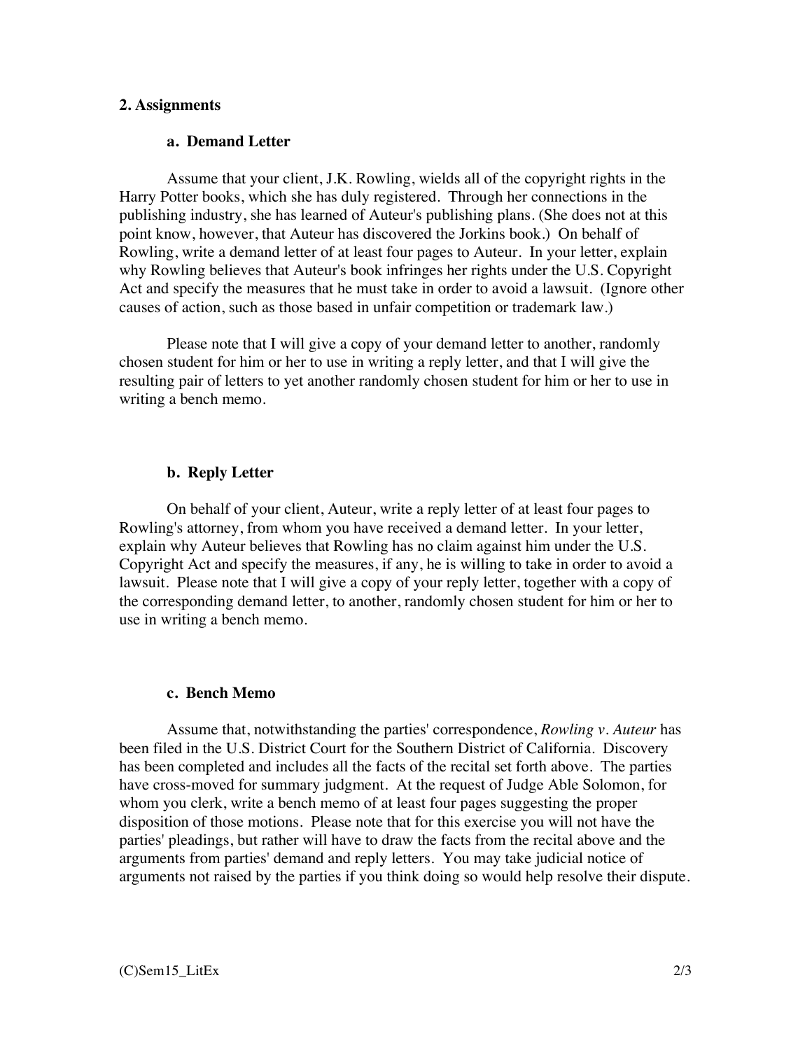## 2. Assignments

### a. Demand Letter

Assume that your client, J.K. Rowling, wields all of the copyright rights in the Harry Potter books, which she has duly registered. Through her connections in the publishing industry, she has learned of Auteur's publishing plans. (She does not at this point know, however, that Auteur has discovered the Jorkins book.) On behalf of Rowling, write a demand letter of at least four pages to Auteur. In your letter, explain why Rowling believes that Auteur's book infringes her rights under the U.S. Copyright Act and specify the measures that he must take in order to avoid a lawsuit. (Ignore other causes of action, such as those based in unfair competition or trademark law.)

Please note that I will give a copy of your demand letter to another, randomly chosen student for him or her to use in writing a reply letter, and that I will give the resulting pair of letters to yet another randomly chosen student for him or her to use in writing a bench memo.

### b. Reply Letter

On behalf of your client, Auteur, write a reply letter of at least four pages to Rowling's attorney, from whom you have received a demand letter. In your letter, explain why Auteur believes that Rowling has no claim against him under the U.S. Copyright Act and specify the measures, if any, he is willing to take in order to avoid a lawsuit. Please note that I will give a copy of your reply letter, together with a copy of the corresponding demand letter, to another, randomly chosen student for him or her to use in writing a bench memo.

### c. Bench Memo

Assume that, notwithstanding the parties' correspondence, *Rowling v. Auteur* has been filed in the U.S. District Court for the Southern District of California. Discovery has been completed and includes all the facts of the recital set forth above. The parties have cross-moved for summary judgment. At the request of Judge Able Solomon, for whom you clerk, write a bench memo of at least four pages suggesting the proper disposition of those motions. Please note that for this exercise you will not have the parties' pleadings, but rather will have to draw the facts from the recital above and the arguments from parties' demand and reply letters. You may take judicial notice of arguments not raised by the parties if you think doing so would help resolve their dispute.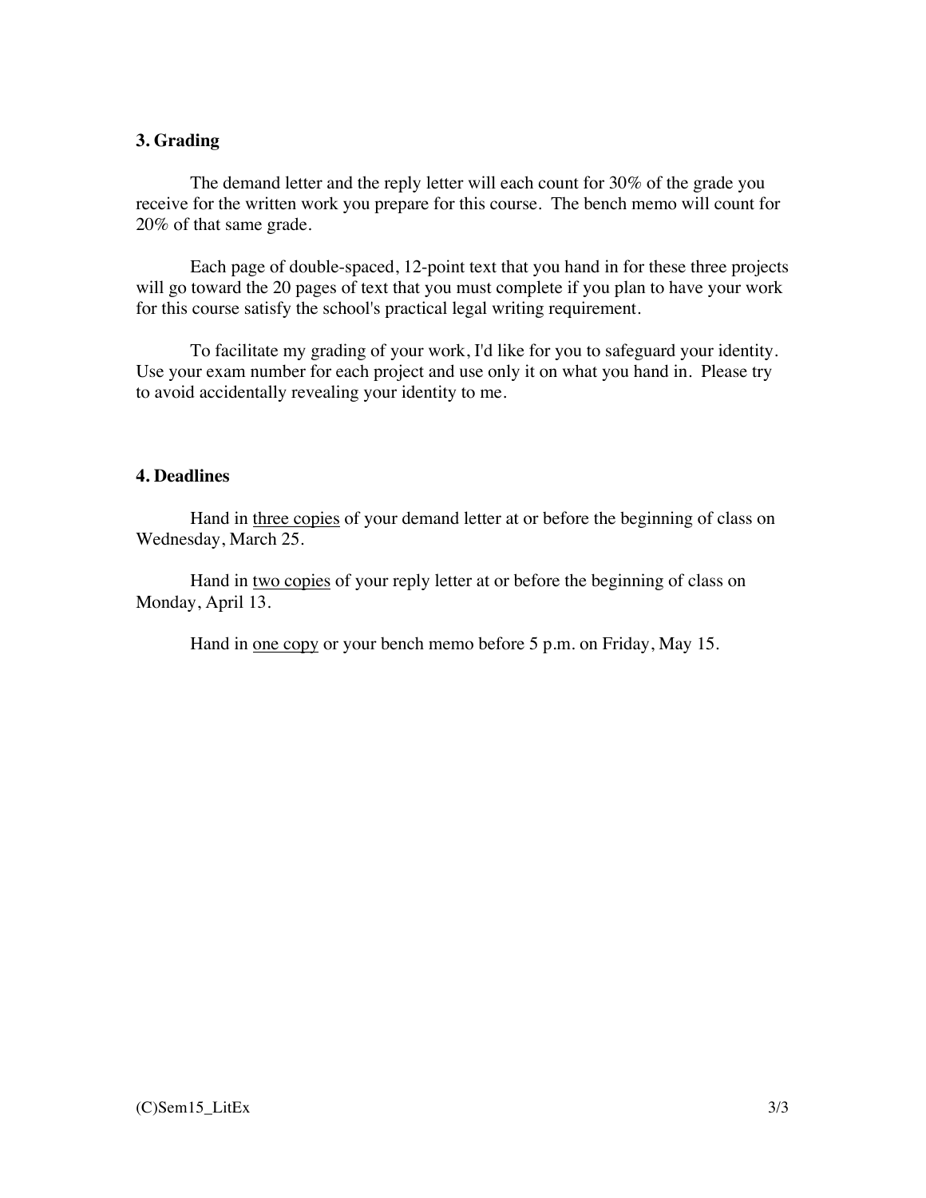### 3. Grading

The demand letter and the reply letter will each count for 30% of the grade you receive for the written work you prepare for this course. The bench memo will count for 20% of that same grade.

Each page of double-spaced, 12-point text that you hand in for these three projects will go toward the 20 pages of text that you must complete if you plan to have your work for this course satisfy the school's practical legal writing requirement.

To facilitate my grading of your work, I'd like for you to safeguard your identity. Use your exam number for each project and use only it on what you hand in. Please try to avoid accidentally revealing your identity to me.

### 4. Deadlines

Hand in <u>three copies</u> of your demand letter at or before the beginning of class on Wednesday, March 25.

Hand in <u>two copies</u> of your reply letter at or before the beginning of class on Monday, April 13.

Hand in <u>one copy</u> or your bench memo before 5 p.m. on Friday, May 15.